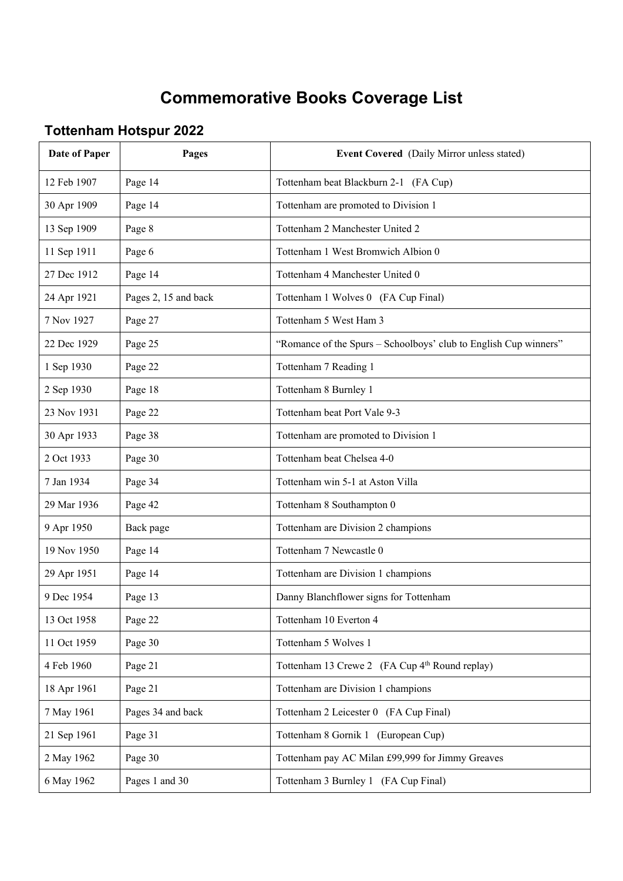# Commemorative Books Coverage List

## Tottenham Hotspur 2022

| Date of Paper | Pages | **Event Covered** (Daily Mirror unless stated) |
|---|---|---|
| 12 Feb 1907 | Page 14 | Tottenham beat Blackburn 2-1 (FA Cup) |
| 30 Apr 1909 | Page 14 | Tottenham are promoted to Division 1 |
| 13 Sep 1909 | Page 8 | Tottenham 2 Manchester United 2 |
| 11 Sep 1911 | Page 6 | Tottenham 1 West Bromwich Albion 0 |
| 27 Dec 1912 | Page 14 | Tottenham 4 Manchester United 0 |
| 24 Apr 1921 | Pages 2, 15 and back | Tottenham 1 Wolves 0 (FA Cup Final) |
| 7 Nov 1927 | Page 27 | Tottenham 5 West Ham 3 |
| 22 Dec 1929 | Page 25 | "Romance of the Spurs – Schoolboys' club to English Cup winners" |
| 1 Sep 1930 | Page 22 | Tottenham 7 Reading 1 |
| 2 Sep 1930 | Page 18 | Tottenham 8 Burnley 1 |
| 23 Nov 1931 | Page 22 | Tottenham beat Port Vale 9-3 |
| 30 Apr 1933 | Page 38 | Tottenham are promoted to Division 1 |
| 2 Oct 1933 | Page 30 | Tottenham beat Chelsea 4-0 |
| 7 Jan 1934 | Page 34 | Tottenham win 5-1 at Aston Villa |
| 29 Mar 1936 | Page 42 | Tottenham 8 Southampton 0 |
| 9 Apr 1950 | Back page | Tottenham are Division 2 champions |
| 19 Nov 1950 | Page 14 | Tottenham 7 Newcastle 0 |
| 29 Apr 1951 | Page 14 | Tottenham are Division 1 champions |
| 9 Dec 1954 | Page 13 | Danny Blanchflower signs for Tottenham |
| 13 Oct 1958 | Page 22 | Tottenham 10 Everton 4 |
| 11 Oct 1959 | Page 30 | Tottenham 5 Wolves 1 |
| 4 Feb 1960 | Page 21 | Tottenham 13 Crewe 2 (FA Cup 4th Round replay) |
| 18 Apr 1961 | Page 21 | Tottenham are Division 1 champions |
| 7 May 1961 | Pages 34 and back | Tottenham 2 Leicester 0 (FA Cup Final) |
| 21 Sep 1961 | Page 31 | Tottenham 8 Gornik 1 (European Cup) |
| 2 May 1962 | Page 30 | Tottenham pay AC Milan £99,999 for Jimmy Greaves |
| 6 May 1962 | Pages 1 and 30 | Tottenham 3 Burnley 1 (FA Cup Final) |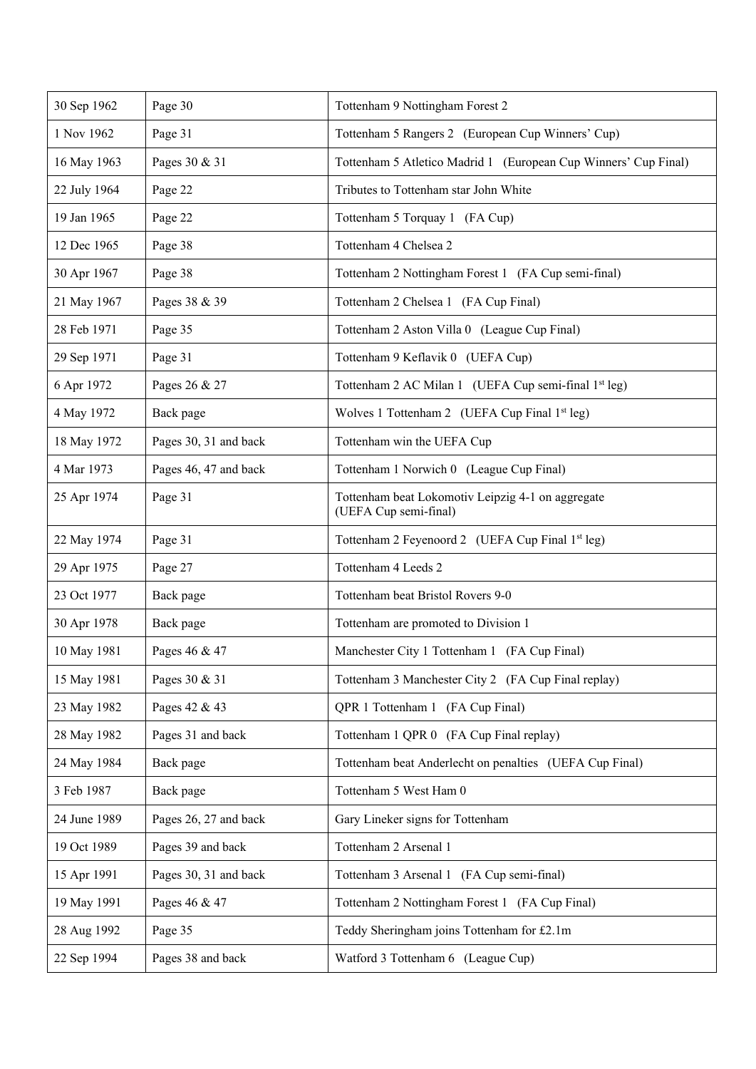| 30 Sep 1962 | Page 30 | Tottenham 9 Nottingham Forest 2 |
|---|---|---|
| 1 Nov 1962 | Page 31 | Tottenham 5 Rangers 2 (European Cup Winners' Cup) |
| 16 May 1963 | Pages 30 & 31 | Tottenham 5 Atletico Madrid 1 (European Cup Winners' Cup Final) |
| 22 July 1964 | Page 22 | Tributes to Tottenham star John White |
| 19 Jan 1965 | Page 22 | Tottenham 5 Torquay 1 (FA Cup) |
| 12 Dec 1965 | Page 38 | Tottenham 4 Chelsea 2 |
| 30 Apr 1967 | Page 38 | Tottenham 2 Nottingham Forest 1 (FA Cup semi-final) |
| 21 May 1967 | Pages 38 & 39 | Tottenham 2 Chelsea 1 (FA Cup Final) |
| 28 Feb 1971 | Page 35 | Tottenham 2 Aston Villa 0 (League Cup Final) |
| 29 Sep 1971 | Page 31 | Tottenham 9 Keflavik 0 (UEFA Cup) |
| 6 Apr 1972 | Pages 26 & 27 | Tottenham 2 AC Milan 1 (UEFA Cup semi-final 1st leg) |
| 4 May 1972 | Back page | Wolves 1 Tottenham 2 (UEFA Cup Final 1st leg) |
| 18 May 1972 | Pages 30, 31 and back | Tottenham win the UEFA Cup |
| 4 Mar 1973 | Pages 46, 47 and back | Tottenham 1 Norwich 0 (League Cup Final) |
| 25 Apr 1974 | Page 31 | Tottenham beat Lokomotiv Leipzig 4-1 on aggregate (UEFA Cup semi-final) |
| 22 May 1974 | Page 31 | Tottenham 2 Feyenoord 2 (UEFA Cup Final 1st leg) |
| 29 Apr 1975 | Page 27 | Tottenham 4 Leeds 2 |
| 23 Oct 1977 | Back page | Tottenham beat Bristol Rovers 9-0 |
| 30 Apr 1978 | Back page | Tottenham are promoted to Division 1 |
| 10 May 1981 | Pages 46 & 47 | Manchester City 1 Tottenham 1 (FA Cup Final) |
| 15 May 1981 | Pages 30 & 31 | Tottenham 3 Manchester City 2 (FA Cup Final replay) |
| 23 May 1982 | Pages 42 & 43 | QPR 1 Tottenham 1 (FA Cup Final) |
| 28 May 1982 | Pages 31 and back | Tottenham 1 QPR 0 (FA Cup Final replay) |
| 24 May 1984 | Back page | Tottenham beat Anderlecht on penalties (UEFA Cup Final) |
| 3 Feb 1987 | Back page | Tottenham 5 West Ham 0 |
| 24 June 1989 | Pages 26, 27 and back | Gary Lineker signs for Tottenham |
| 19 Oct 1989 | Pages 39 and back | Tottenham 2 Arsenal 1 |
| 15 Apr 1991 | Pages 30, 31 and back | Tottenham 3 Arsenal 1 (FA Cup semi-final) |
| 19 May 1991 | Pages 46 & 47 | Tottenham 2 Nottingham Forest 1 (FA Cup Final) |
| 28 Aug 1992 | Page 35 | Teddy Sheringham joins Tottenham for £2.1m |
| 22 Sep 1994 | Pages 38 and back | Watford 3 Tottenham 6 (League Cup) |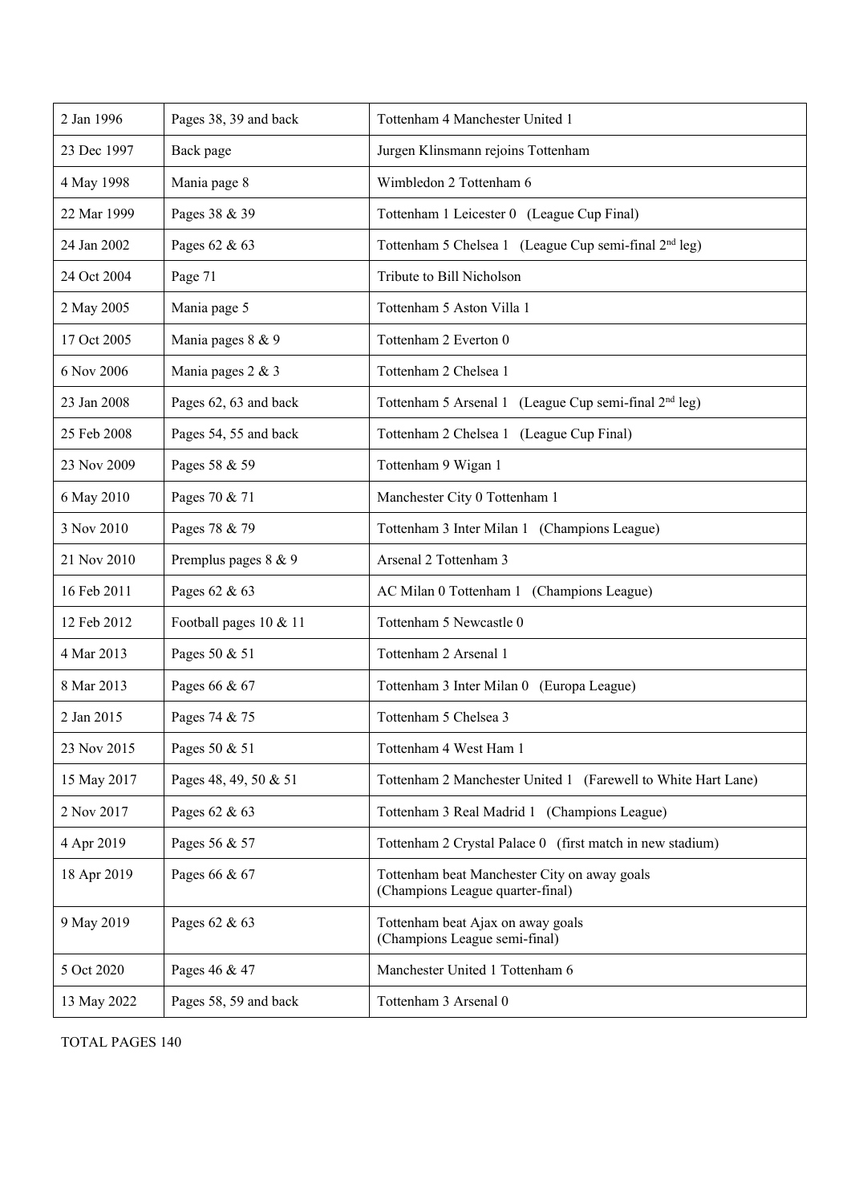| | | |
|---|---|---|
| 2 Jan 1996 | Pages 38, 39 and back | Tottenham 4 Manchester United 1 |
| 23 Dec 1997 | Back page | Jurgen Klinsmann rejoins Tottenham |
| 4 May 1998 | Mania page 8 | Wimbledon 2 Tottenham 6 |
| 22 Mar 1999 | Pages 38 & 39 | Tottenham 1 Leicester 0 (League Cup Final) |
| 24 Jan 2002 | Pages 62 & 63 | Tottenham 5 Chelsea 1 (League Cup semi-final 2nd leg) |
| 24 Oct 2004 | Page 71 | Tribute to Bill Nicholson |
| 2 May 2005 | Mania page 5 | Tottenham 5 Aston Villa 1 |
| 17 Oct 2005 | Mania pages 8 & 9 | Tottenham 2 Everton 0 |
| 6 Nov 2006 | Mania pages 2 & 3 | Tottenham 2 Chelsea 1 |
| 23 Jan 2008 | Pages 62, 63 and back | Tottenham 5 Arsenal 1 (League Cup semi-final 2nd leg) |
| 25 Feb 2008 | Pages 54, 55 and back | Tottenham 2 Chelsea 1 (League Cup Final) |
| 23 Nov 2009 | Pages 58 & 59 | Tottenham 9 Wigan 1 |
| 6 May 2010 | Pages 70 & 71 | Manchester City 0 Tottenham 1 |
| 3 Nov 2010 | Pages 78 & 79 | Tottenham 3 Inter Milan 1 (Champions League) |
| 21 Nov 2010 | Premplus pages 8 & 9 | Arsenal 2 Tottenham 3 |
| 16 Feb 2011 | Pages 62 & 63 | AC Milan 0 Tottenham 1 (Champions League) |
| 12 Feb 2012 | Football pages 10 & 11 | Tottenham 5 Newcastle 0 |
| 4 Mar 2013 | Pages 50 & 51 | Tottenham 2 Arsenal 1 |
| 8 Mar 2013 | Pages 66 & 67 | Tottenham 3 Inter Milan 0 (Europa League) |
| 2 Jan 2015 | Pages 74 & 75 | Tottenham 5 Chelsea 3 |
| 23 Nov 2015 | Pages 50 & 51 | Tottenham 4 West Ham 1 |
| 15 May 2017 | Pages 48, 49, 50 & 51 | Tottenham 2 Manchester United 1 (Farewell to White Hart Lane) |
| 2 Nov 2017 | Pages 62 & 63 | Tottenham 3 Real Madrid 1 (Champions League) |
| 4 Apr 2019 | Pages 56 & 57 | Tottenham 2 Crystal Palace 0 (first match in new stadium) |
| 18 Apr 2019 | Pages 66 & 67 | Tottenham beat Manchester City on away goals (Champions League quarter-final) |
| 9 May 2019 | Pages 62 & 63 | Tottenham beat Ajax on away goals (Champions League semi-final) |
| 5 Oct 2020 | Pages 46 & 47 | Manchester United 1 Tottenham 6 |
| 13 May 2022 | Pages 58, 59 and back | Tottenham 3 Arsenal 0 |

TOTAL PAGES 140